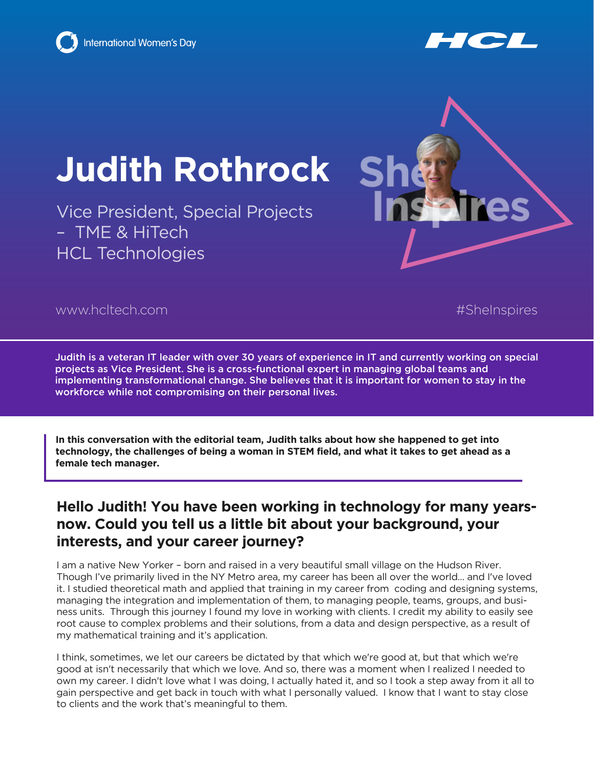International Women's Day

HCL

# Judith Rothrock

Vice President, Special Projects – TME & HiTech
HCL Technologies

She Inspires

www.hcltech.com

#SheInspires

**Judith is a veteran IT leader with over 30 years of experience in IT and currently working on special projects as Vice President. She is a cross-functional expert in managing global teams and implementing transformational change. She believes that it is important for women to stay in the workforce while not compromising on their personal lives.**

**In this conversation with the editorial team, Judith talks about how she happened to get into technology, the challenges of being a woman in STEM field, and what it takes to get ahead as a female tech manager.**

## Hello Judith! You have been working in technology for many years- now. Could you tell us a little bit about your background, your interests, and your career journey?

I am a native New Yorker – born and raised in a very beautiful small village on the Hudson River. Though I've primarily lived in the NY Metro area, my career has been all over the world... and I've loved it. I studied theoretical math and applied that training in my career from coding and designing systems, managing the integration and implementation of them, to managing people, teams, groups, and business units. Through this journey I found my love in working with clients. I credit my ability to easily see root cause to complex problems and their solutions, from a data and design perspective, as a result of my mathematical training and it's application.

I think, sometimes, we let our careers be dictated by that which we're good at, but that which we're good at isn't necessarily that which we love. And so, there was a moment when I realized I needed to own my career. I didn't love what I was doing, I actually hated it, and so I took a step away from it all to gain perspective and get back in touch with what I personally valued. I know that I want to stay close to clients and the work that's meaningful to them.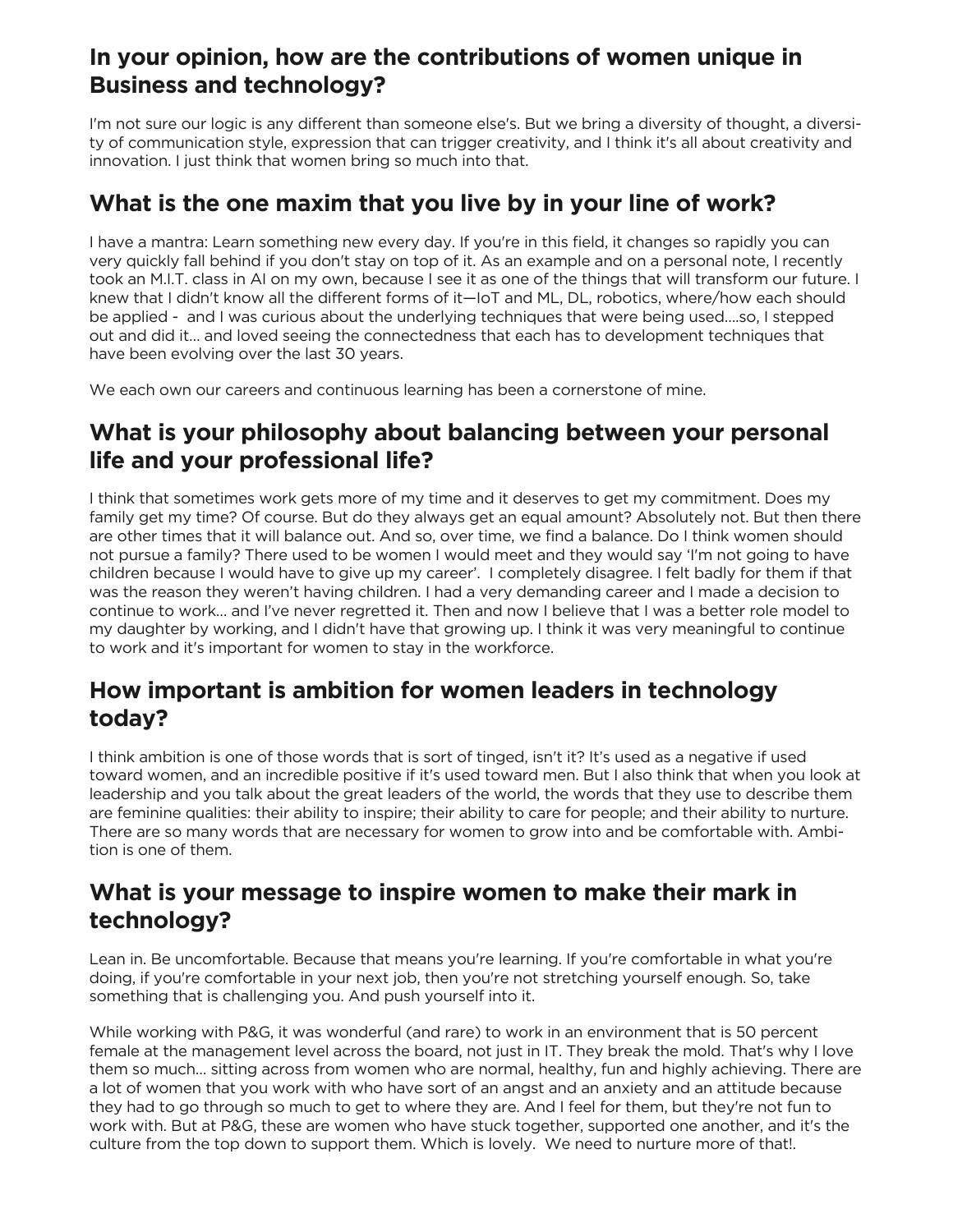## In your opinion, how are the contributions of women unique in Business and technology?

I'm not sure our logic is any different than someone else's. But we bring a diversity of thought, a diversity of communication style, expression that can trigger creativity, and I think it's all about creativity and innovation. I just think that women bring so much into that.

## What is the one maxim that you live by in your line of work?

I have a mantra: Learn something new every day. If you're in this field, it changes so rapidly you can very quickly fall behind if you don't stay on top of it. As an example and on a personal note, I recently took an M.I.T. class in AI on my own, because I see it as one of the things that will transform our future. I knew that I didn't know all the different forms of it—IoT and ML, DL, robotics, where/how each should be applied - and I was curious about the underlying techniques that were being used....so, I stepped out and did it... and loved seeing the connectedness that each has to development techniques that have been evolving over the last 30 years.

We each own our careers and continuous learning has been a cornerstone of mine.

## What is your philosophy about balancing between your personal life and your professional life?

I think that sometimes work gets more of my time and it deserves to get my commitment. Does my family get my time? Of course. But do they always get an equal amount? Absolutely not. But then there are other times that it will balance out. And so, over time, we find a balance. Do I think women should not pursue a family? There used to be women I would meet and they would say 'I'm not going to have children because I would have to give up my career'. I completely disagree. I felt badly for them if that was the reason they weren't having children. I had a very demanding career and I made a decision to continue to work... and I've never regretted it. Then and now I believe that I was a better role model to my daughter by working, and I didn't have that growing up. I think it was very meaningful to continue to work and it's important for women to stay in the workforce.

## How important is ambition for women leaders in technology today?

I think ambition is one of those words that is sort of tinged, isn't it? It's used as a negative if used toward women, and an incredible positive if it's used toward men. But I also think that when you look at leadership and you talk about the great leaders of the world, the words that they use to describe them are feminine qualities: their ability to inspire; their ability to care for people; and their ability to nurture. There are so many words that are necessary for women to grow into and be comfortable with. Ambition is one of them.

## What is your message to inspire women to make their mark in technology?

Lean in. Be uncomfortable. Because that means you're learning. If you're comfortable in what you're doing, if you're comfortable in your next job, then you're not stretching yourself enough. So, take something that is challenging you. And push yourself into it.

While working with P&G, it was wonderful (and rare) to work in an environment that is 50 percent female at the management level across the board, not just in IT. They break the mold. That's why I love them so much... sitting across from women who are normal, healthy, fun and highly achieving. There are a lot of women that you work with who have sort of an angst and an anxiety and an attitude because they had to go through so much to get to where they are. And I feel for them, but they're not fun to work with. But at P&G, these are women who have stuck together, supported one another, and it's the culture from the top down to support them. Which is lovely. We need to nurture more of that!.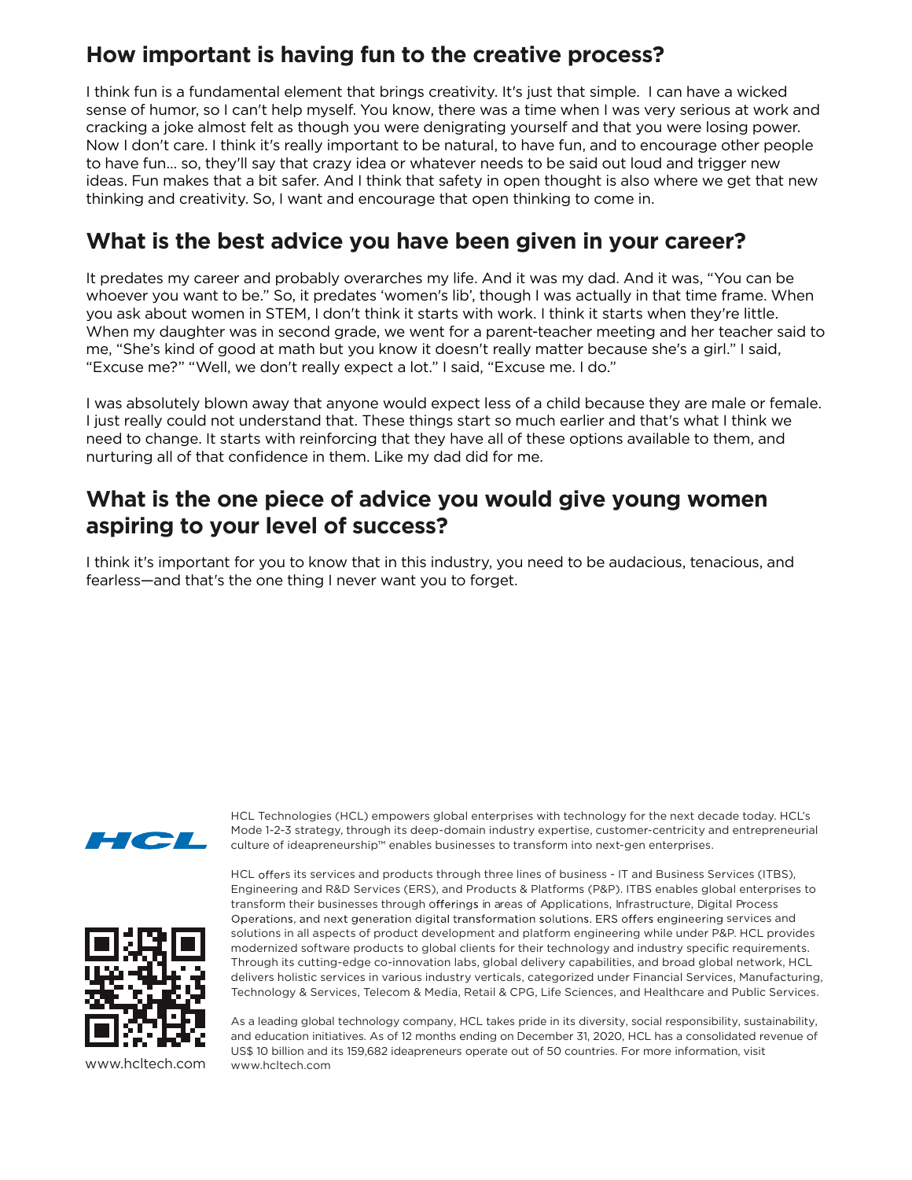## How important is having fun to the creative process?

I think fun is a fundamental element that brings creativity. It's just that simple. I can have a wicked sense of humor, so I can't help myself. You know, there was a time when I was very serious at work and cracking a joke almost felt as though you were denigrating yourself and that you were losing power. Now I don't care. I think it's really important to be natural, to have fun, and to encourage other people to have fun... so, they'll say that crazy idea or whatever needs to be said out loud and trigger new ideas. Fun makes that a bit safer. And I think that safety in open thought is also where we get that new thinking and creativity. So, I want and encourage that open thinking to come in.

## What is the best advice you have been given in your career?

It predates my career and probably overarches my life. And it was my dad. And it was, "You can be whoever you want to be." So, it predates 'women's lib', though I was actually in that time frame. When you ask about women in STEM, I don't think it starts with work. I think it starts when they're little. When my daughter was in second grade, we went for a parent-teacher meeting and her teacher said to me, "She's kind of good at math but you know it doesn't really matter because she's a girl." I said, "Excuse me?" "Well, we don't really expect a lot." I said, "Excuse me. I do."

I was absolutely blown away that anyone would expect less of a child because they are male or female. I just really could not understand that. These things start so much earlier and that's what I think we need to change. It starts with reinforcing that they have all of these options available to them, and nurturing all of that confidence in them. Like my dad did for me.

## What is the one piece of advice you would give young women aspiring to your level of success?

I think it's important for you to know that in this industry, you need to be audacious, tenacious, and fearless—and that's the one thing I never want you to forget.

HCL

HCL Technologies (HCL) empowers global enterprises with technology for the next decade today. HCL's Mode 1-2-3 strategy, through its deep-domain industry expertise, customer-centricity and entrepreneurial culture of ideapreneurship™ enables businesses to transform into next-gen enterprises.

HCL offers its services and products through three lines of business - IT and Business Services (ITBS), Engineering and R&D Services (ERS), and Products & Platforms (P&P). ITBS enables global enterprises to transform their businesses through offerings in areas of Applications, Infrastructure, Digital Process Operations, and next generation digital transformation solutions. ERS offers engineering services and solutions in all aspects of product development and platform engineering while under P&P. HCL provides modernized software products to global clients for their technology and industry specific requirements. Through its cutting-edge co-innovation labs, global delivery capabilities, and broad global network, HCL delivers holistic services in various industry verticals, categorized under Financial Services, Manufacturing, Technology & Services, Telecom & Media, Retail & CPG, Life Sciences, and Healthcare and Public Services.

As a leading global technology company, HCL takes pride in its diversity, social responsibility, sustainability, and education initiatives. As of 12 months ending on December 31, 2020, HCL has a consolidated revenue of US$ 10 billion and its 159,682 ideapreneurs operate out of 50 countries. For more information, visit www.hcltech.com

www.hcltech.com